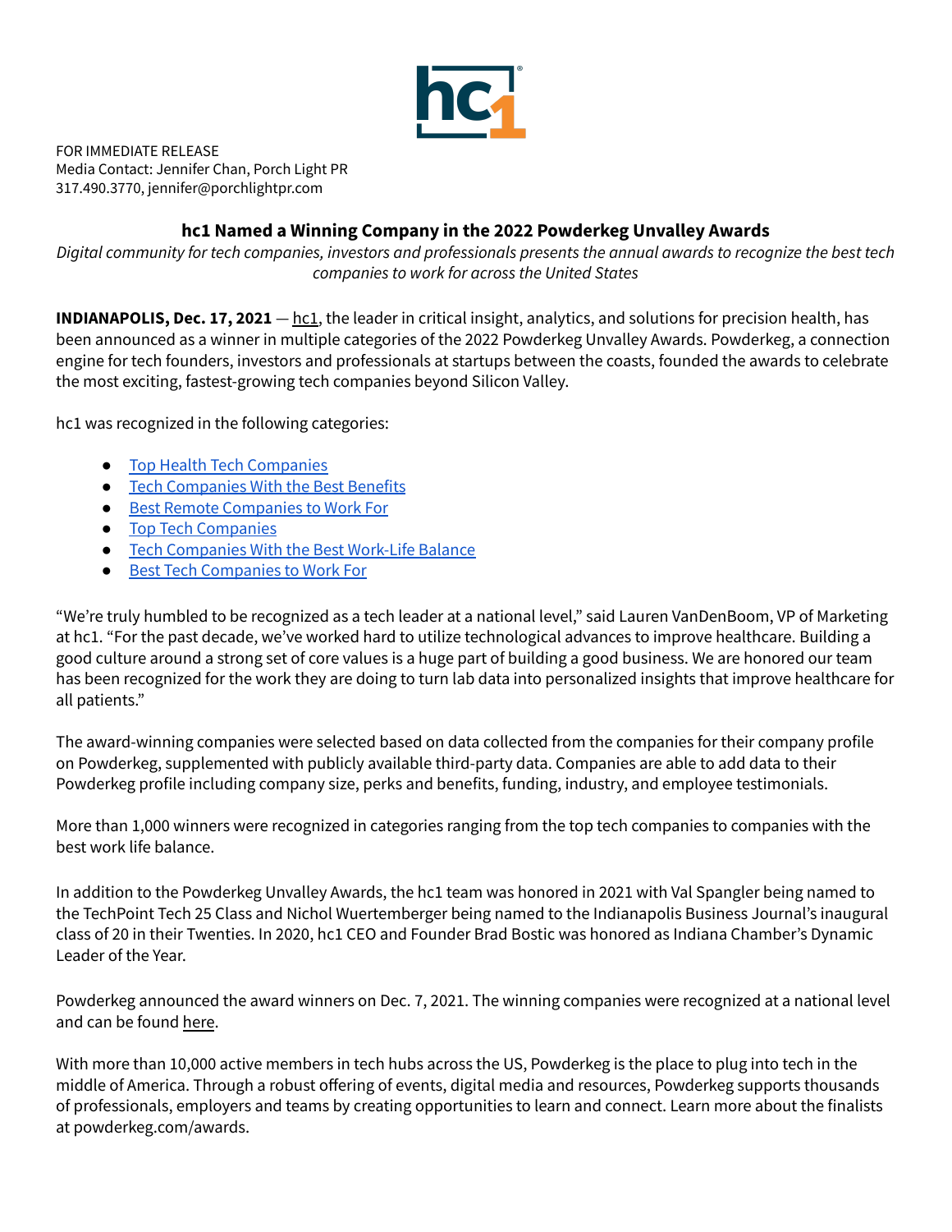FOR IMMEDIATE RELEASE
Media Contact: Jennifer Chan, Porch Light PR
317.490.3770, jennifer@porchlightpr.com

## hc1 Named a Winning Company in the 2022 Powderkeg Unvalley Awards

*Digital community for tech companies, investors and professionals presents the annual awards to recognize the best tech companies to work for across the United States*

**INDIANAPOLIS, Dec. 17, 2021** — hc1, the leader in critical insight, analytics, and solutions for precision health, has been announced as a winner in multiple categories of the 2022 Powderkeg Unvalley Awards. Powderkeg, a connection engine for tech founders, investors and professionals at startups between the coasts, founded the awards to celebrate the most exciting, fastest-growing tech companies beyond Silicon Valley.

hc1 was recognized in the following categories:

- Top Health Tech Companies
- Tech Companies With the Best Benefits
- Best Remote Companies to Work For
- Top Tech Companies
- Tech Companies With the Best Work-Life Balance
- Best Tech Companies to Work For

"We're truly humbled to be recognized as a tech leader at a national level," said Lauren VanDenBoom, VP of Marketing at hc1. "For the past decade, we've worked hard to utilize technological advances to improve healthcare. Building a good culture around a strong set of core values is a huge part of building a good business. We are honored our team has been recognized for the work they are doing to turn lab data into personalized insights that improve healthcare for all patients."

The award-winning companies were selected based on data collected from the companies for their company profile on Powderkeg, supplemented with publicly available third-party data. Companies are able to add data to their Powderkeg profile including company size, perks and benefits, funding, industry, and employee testimonials.

More than 1,000 winners were recognized in categories ranging from the top tech companies to companies with the best work life balance.

In addition to the Powderkeg Unvalley Awards, the hc1 team was honored in 2021 with Val Spangler being named to the TechPoint Tech 25 Class and Nichol Wuertemberger being named to the Indianapolis Business Journal's inaugural class of 20 in their Twenties. In 2020, hc1 CEO and Founder Brad Bostic was honored as Indiana Chamber's Dynamic Leader of the Year.

Powderkeg announced the award winners on Dec. 7, 2021. The winning companies were recognized at a national level and can be found here.

With more than 10,000 active members in tech hubs across the US, Powderkeg is the place to plug into tech in the middle of America. Through a robust offering of events, digital media and resources, Powderkeg supports thousands of professionals, employers and teams by creating opportunities to learn and connect. Learn more about the finalists at powderkeg.com/awards.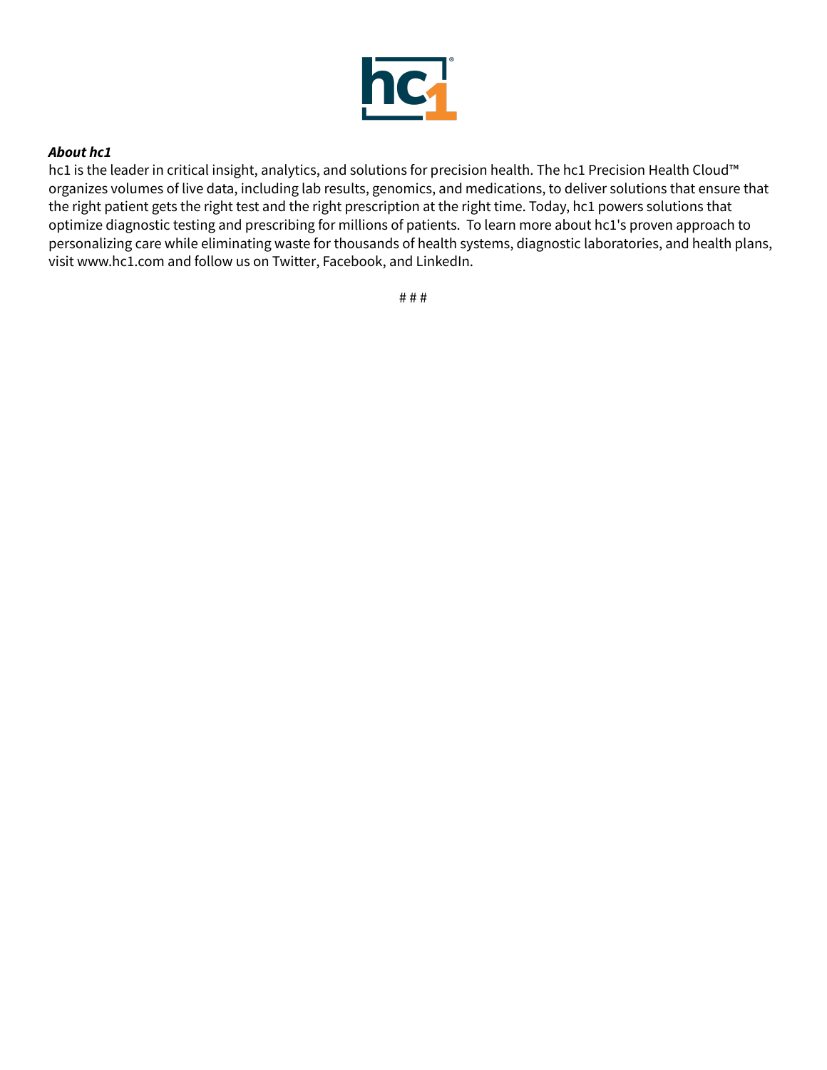***About hc1***

hc1 is the leader in critical insight, analytics, and solutions for precision health. The hc1 Precision Health Cloud™ organizes volumes of live data, including lab results, genomics, and medications, to deliver solutions that ensure that the right patient gets the right test and the right prescription at the right time. Today, hc1 powers solutions that optimize diagnostic testing and prescribing for millions of patients. To learn more about hc1's proven approach to personalizing care while eliminating waste for thousands of health systems, diagnostic laboratories, and health plans, visit www.hc1.com and follow us on Twitter, Facebook, and LinkedIn.

# # #